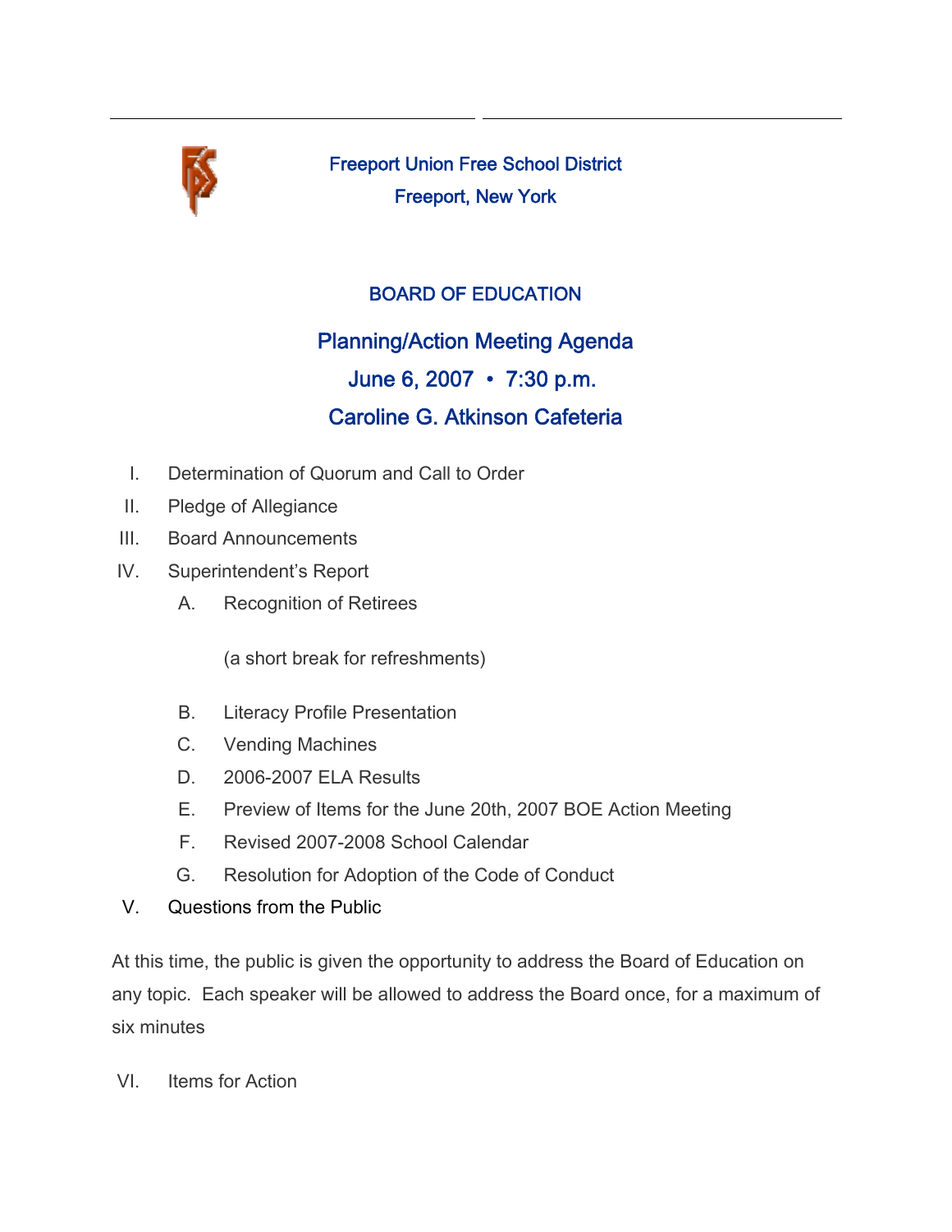# Freeport Union Free School District

Freeport, New York

## BOARD OF EDUCATION

## Planning/Action Meeting Agenda

## June 6, 2007 • 7:30 p.m.

## Caroline G. Atkinson Cafeteria

I. Determination of Quorum and Call to Order

II. Pledge of Allegiance

III. Board Announcements

IV. Superintendent's Report

   A. Recognition of Retirees

      (a short break for refreshments)

   B. Literacy Profile Presentation

   C. Vending Machines

   D. 2006-2007 ELA Results

   E. Preview of Items for the June 20th, 2007 BOE Action Meeting

   F. Revised 2007-2008 School Calendar

   G. Resolution for Adoption of the Code of Conduct

V. Questions from the Public

At this time, the public is given the opportunity to address the Board of Education on any topic. Each speaker will be allowed to address the Board once, for a maximum of six minutes

VI. Items for Action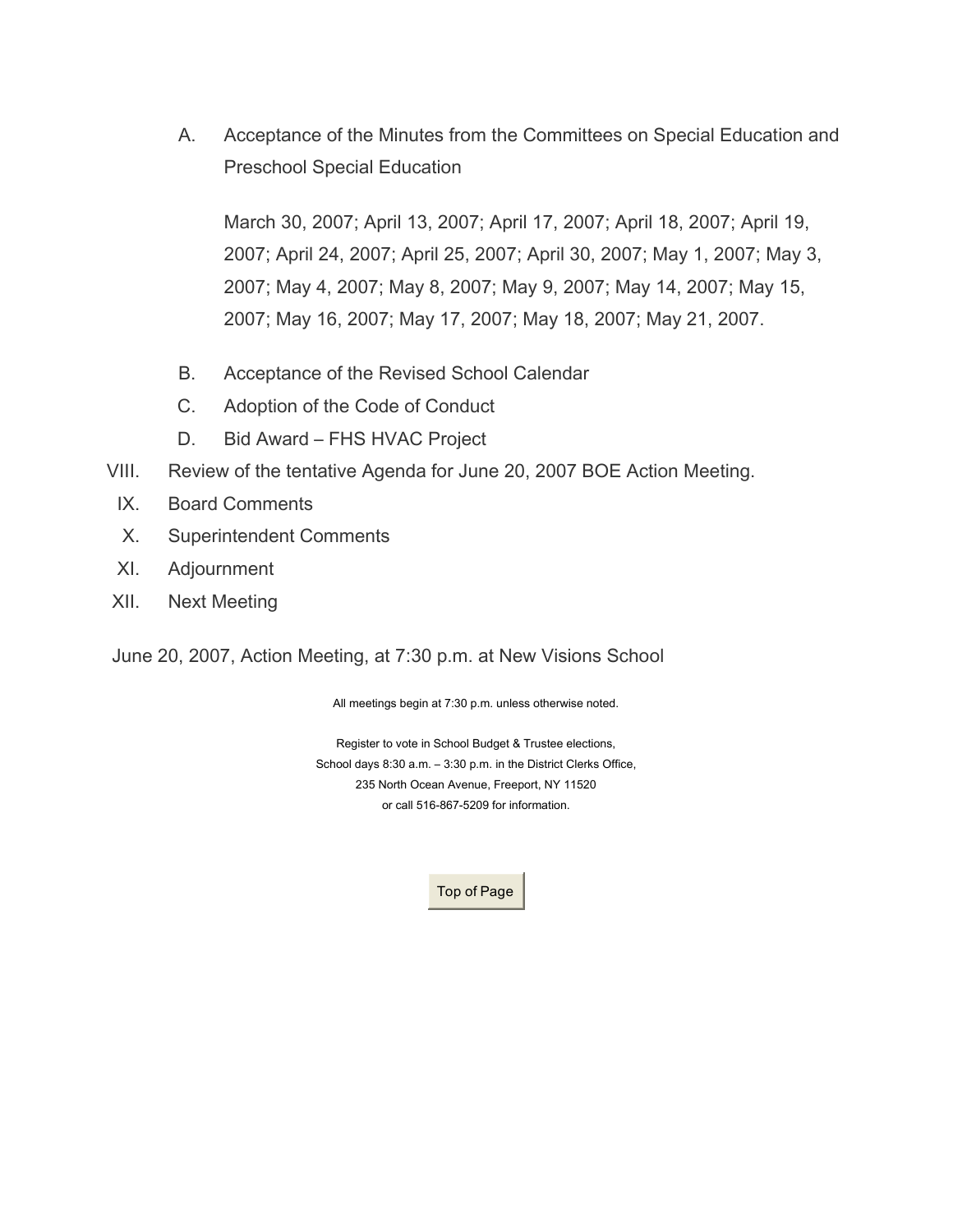A. Acceptance of the Minutes from the Committees on Special Education and Preschool Special Education

   March 30, 2007; April 13, 2007; April 17, 2007; April 18, 2007; April 19, 2007; April 24, 2007; April 25, 2007; April 30, 2007; May 1, 2007; May 3, 2007; May 4, 2007; May 8, 2007; May 9, 2007; May 14, 2007; May 15, 2007; May 16, 2007; May 17, 2007; May 18, 2007; May 21, 2007.

B. Acceptance of the Revised School Calendar

C. Adoption of the Code of Conduct

D. Bid Award – FHS HVAC Project

VIII. Review of the tentative Agenda for June 20, 2007 BOE Action Meeting.

IX. Board Comments

X. Superintendent Comments

XI. Adjournment

XII. Next Meeting

June 20, 2007, Action Meeting, at 7:30 p.m. at New Visions School

All meetings begin at 7:30 p.m. unless otherwise noted.

Register to vote in School Budget & Trustee elections,
School days 8:30 a.m. – 3:30 p.m. in the District Clerks Office,
235 North Ocean Avenue, Freeport, NY 11520
or call 516-867-5209 for information.

Top of Page